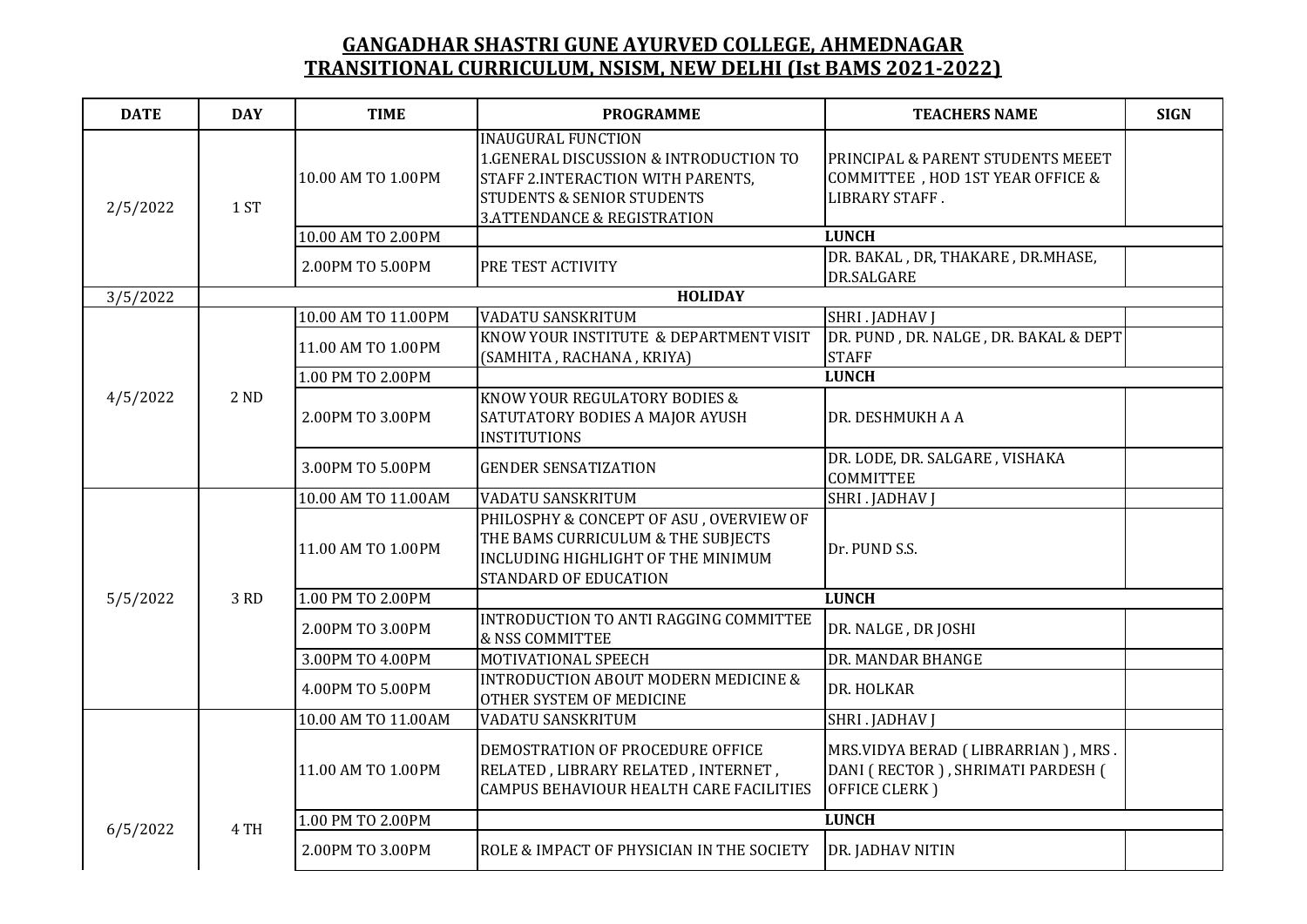# GANGADHAR SHASTRI GUNE AYURVED COLLEGE, AHMEDNAGAR
# TRANSITIONAL CURRICULUM, NSISM, NEW DELHI (Ist BAMS 2021-2022)

| DATE | DAY | TIME | PROGRAMME | TEACHERS NAME | SIGN |
|---|---|---|---|---|---|
| 2/5/2022 | 1 ST | 10.00 AM TO 1.00PM | INAUGURAL FUNCTION 1.GENERAL DISCUSSION & INTRODUCTION TO STAFF 2.INTERACTION WITH PARENTS, STUDENTS & SENIOR STUDENTS 3.ATTENDANCE & REGISTRATION | PRINCIPAL & PARENT STUDENTS MEEET COMMITTEE , HOD 1ST YEAR OFFICE & LIBRARY STAFF . | |
| | | 10.00 AM TO 2.00PM | LUNCH | | |
| | | 2.00PM TO 5.00PM | PRE TEST ACTIVITY | DR. BAKAL , DR, THAKARE , DR.MHASE, DR.SALGARE | |
| 3/5/2022 | HOLIDAY | | | | |
| 4/5/2022 | 2 ND | 10.00 AM TO 11.00PM | VADATU SANSKRITUM | SHRI . JADHAV J | |
| | | 11.00 AM TO 1.00PM | KNOW YOUR INSTITUTE & DEPARTMENT VISIT (SAMHITA , RACHANA , KRIYA) | DR. PUND , DR. NALGE , DR. BAKAL & DEPT STAFF | |
| | | 1.00 PM TO 2.00PM | LUNCH | | |
| | | 2.00PM TO 3.00PM | KNOW YOUR REGULATORY BODIES & SATUTATORY BODIES A MAJOR AYUSH INSTITUTIONS | DR. DESHMUKH A A | |
| | | 3.00PM TO 5.00PM | GENDER SENSATIZATION | DR. LODE, DR. SALGARE , VISHAKA COMMITTEE | |
| 5/5/2022 | 3 RD | 10.00 AM TO 11.00AM | VADATU SANSKRITUM | SHRI . JADHAV J | |
| | | 11.00 AM TO 1.00PM | PHILOSPHY & CONCEPT OF ASU , OVERVIEW OF THE BAMS CURRICULUM & THE SUBJECTS INCLUDING HIGHLIGHT OF THE MINIMUM STANDARD OF EDUCATION | Dr. PUND S.S. | |
| | | 1.00 PM TO 2.00PM | LUNCH | | |
| | | 2.00PM TO 3.00PM | INTRODUCTION TO ANTI RAGGING COMMITTEE & NSS COMMITTEE | DR. NALGE , DR JOSHI | |
| | | 3.00PM TO 4.00PM | MOTIVATIONAL SPEECH | DR. MANDAR BHANGE | |
| | | 4.00PM TO 5.00PM | INTRODUCTION ABOUT MODERN MEDICINE & OTHER SYSTEM OF MEDICINE | DR. HOLKAR | |
| 6/5/2022 | 4 TH | 10.00 AM TO 11.00AM | VADATU SANSKRITUM | SHRI . JADHAV J | |
| | | 11.00 AM TO 1.00PM | DEMOSTRATION OF PROCEDURE OFFICE RELATED , LIBRARY RELATED , INTERNET , CAMPUS BEHAVIOUR HEALTH CARE FACILITIES | MRS.VIDYA BERAD ( LIBRARRIAN ) , MRS . DANI ( RECTOR ) , SHRIMATI PARDESH ( OFFICE CLERK ) | |
| | | 1.00 PM TO 2.00PM | LUNCH | | |
| | | 2.00PM TO 3.00PM | ROLE & IMPACT OF PHYSICIAN IN THE SOCIETY | DR. JADHAV NITIN | |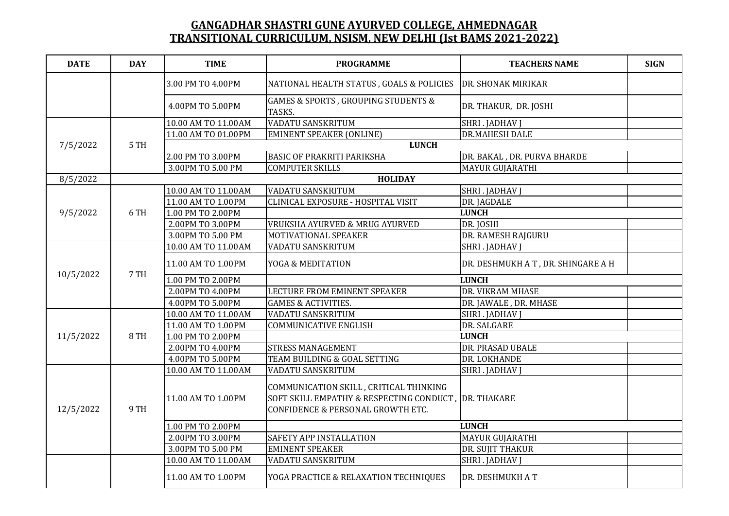## GANGADHAR SHASTRI GUNE AYURVED COLLEGE, AHMEDNAGAR
## TRANSITIONAL CURRICULUM, NSISM, NEW DELHI (Ist BAMS 2021-2022)

| DATE | DAY | TIME | PROGRAMME | TEACHERS NAME | SIGN |
|---|---|---|---|---|---|
| | | 3.00 PM TO 4.00PM | NATIONAL HEALTH STATUS , GOALS & POLICIES | DR. SHONAK MIRIKAR | |
| | | 4.00PM TO 5.00PM | GAMES & SPORTS , GROUPING STUDENTS & TASKS. | DR. THAKUR, DR. JOSHI | |
| 7/5/2022 | 5 TH | 10.00 AM TO 11.00AM | VADATU SANSKRITUM | SHRI . JADHAV J | |
| | | 11.00 AM TO 01.00PM | EMINENT SPEAKER (ONLINE) | DR.MAHESH DALE | |
| | | | LUNCH | | |
| | | 2.00 PM TO 3.00PM | BASIC OF PRAKRITI PARIKSHA | DR. BAKAL , DR. PURVA BHARDE | |
| | | 3.00PM TO 5.00 PM | COMPUTER SKILLS | MAYUR GUJARATHI | |
| 8/5/2022 | | | HOLIDAY | | |
| 9/5/2022 | 6 TH | 10.00 AM TO 11.00AM | VADATU SANSKRITUM | SHRI . JADHAV J | |
| | | 11.00 AM TO 1.00PM | CLINICAL EXPOSURE - HOSPITAL VISIT | DR. JAGDALE | |
| | | 1.00 PM TO 2.00PM | | LUNCH | |
| | | 2.00PM TO 3.00PM | VRUKSHA AYURVED & MRUG AYURVED | DR. JOSHI | |
| | | 3.00PM TO 5.00 PM | MOTIVATIONAL SPEAKER | DR. RAMESH RAJGURU | |
| 10/5/2022 | 7 TH | 10.00 AM TO 11.00AM | VADATU SANSKRITUM | SHRI . JADHAV J | |
| | | 11.00 AM TO 1.00PM | YOGA & MEDITATION | DR. DESHMUKH A T , DR. SHINGARE A H | |
| | | 1.00 PM TO 2.00PM | | LUNCH | |
| | | 2.00PM TO 4.00PM | LECTURE FROM EMINENT SPEAKER | DR. VIKRAM MHASE | |
| | | 4.00PM TO 5.00PM | GAMES & ACTIVITIES. | DR. JAWALE , DR. MHASE | |
| 11/5/2022 | 8 TH | 10.00 AM TO 11.00AM | VADATU SANSKRITUM | SHRI . JADHAV J | |
| | | 11.00 AM TO 1.00PM | COMMUNICATIVE ENGLISH | DR. SALGARE | |
| | | 1.00 PM TO 2.00PM | | LUNCH | |
| | | 2.00PM TO 4.00PM | STRESS MANAGEMENT | DR. PRASAD UBALE | |
| | | 4.00PM TO 5.00PM | TEAM BUILDING & GOAL SETTING | DR. LOKHANDE | |
| 12/5/2022 | 9 TH | 10.00 AM TO 11.00AM | VADATU SANSKRITUM | SHRI . JADHAV J | |
| | | 11.00 AM TO 1.00PM | COMMUNICATION SKILL , CRITICAL THINKING SOFT SKILL EMPATHY & RESPECTING CONDUCT , CONFIDENCE & PERSONAL GROWTH ETC. | DR. THAKARE | |
| | | 1.00 PM TO 2.00PM | | LUNCH | |
| | | 2.00PM TO 3.00PM | SAFETY APP INSTALLATION | MAYUR GUJARATHI | |
| | | 3.00PM TO 5.00 PM | EMINENT SPEAKER | DR. SUJIT THAKUR | |
| | | 10.00 AM TO 11.00AM | VADATU SANSKRITUM | SHRI . JADHAV J | |
| | | 11.00 AM TO 1.00PM | YOGA PRACTICE & RELAXATION TECHNIQUES | DR. DESHMUKH A T | |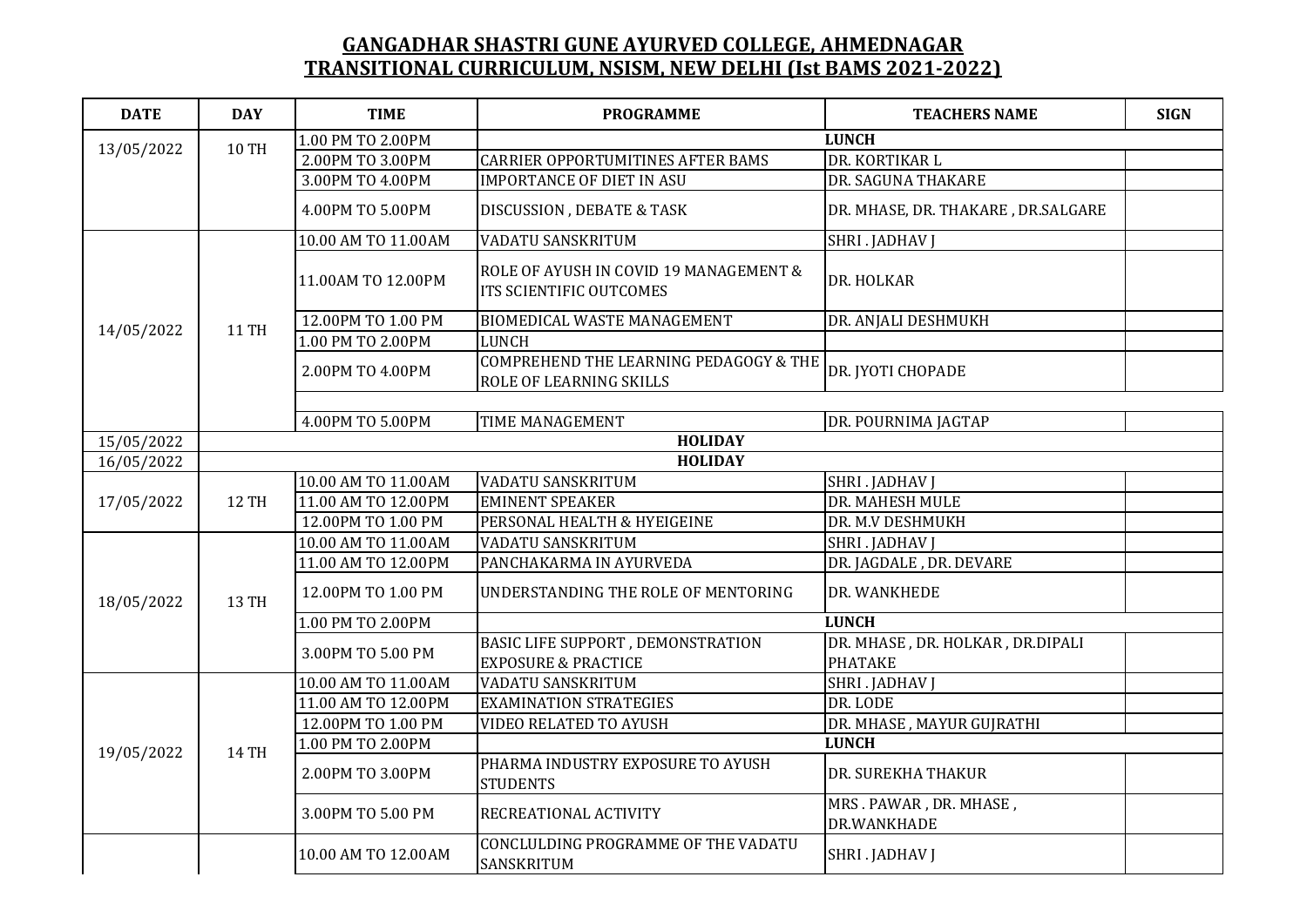## GANGADHAR SHASTRI GUNE AYURVED COLLEGE, AHMEDNAGAR
## TRANSITIONAL CURRICULUM, NSISM, NEW DELHI (Ist BAMS 2021-2022)

| DATE | DAY | TIME | PROGRAMME | TEACHERS NAME | SIGN |
|---|---|---|---|---|---|
| 13/05/2022 | 10 TH | 1.00 PM TO 2.00PM | LUNCH | | |
| | | 2.00PM TO 3.00PM | CARRIER OPPORTUMITINES AFTER BAMS | DR. KORTIKAR L | |
| | | 3.00PM TO 4.00PM | IMPORTANCE OF DIET IN ASU | DR. SAGUNA THAKARE | |
| | | 4.00PM TO 5.00PM | DISCUSSION , DEBATE & TASK | DR. MHASE, DR. THAKARE , DR.SALGARE | |
| 14/05/2022 | 11 TH | 10.00 AM TO 11.00AM | VADATU SANSKRITUM | SHRI . JADHAV J | |
| | | 11.00AM TO 12.00PM | ROLE OF AYUSH IN COVID 19 MANAGEMENT & ITS SCIENTIFIC OUTCOMES | DR. HOLKAR | |
| | | 12.00PM TO 1.00 PM | BIOMEDICAL WASTE MANAGEMENT | DR. ANJALI DESHMUKH | |
| | | 1.00 PM TO 2.00PM | LUNCH | | |
| | | 2.00PM TO 4.00PM | COMPREHEND THE LEARNING PEDAGOGY & THE ROLE OF LEARNING SKILLS | DR. JYOTI CHOPADE | |
| | | 4.00PM TO 5.00PM | TIME MANAGEMENT | DR. POURNIMA JAGTAP | |
| 15/05/2022 | HOLIDAY | | | | |
| 16/05/2022 | HOLIDAY | | | | |
| 17/05/2022 | 12 TH | 10.00 AM TO 11.00AM | VADATU SANSKRITUM | SHRI . JADHAV J | |
| | | 11.00 AM TO 12.00PM | EMINENT SPEAKER | DR. MAHESH MULE | |
| | | 12.00PM TO 1.00 PM | PERSONAL HEALTH & HYEIGEINE | DR. M.V DESHMUKH | |
| 18/05/2022 | 13 TH | 10.00 AM TO 11.00AM | VADATU SANSKRITUM | SHRI . JADHAV J | |
| | | 11.00 AM TO 12.00PM | PANCHAKARMA IN AYURVEDA | DR. JAGDALE , DR. DEVARE | |
| | | 12.00PM TO 1.00 PM | UNDERSTANDING THE ROLE OF MENTORING | DR. WANKHEDE | |
| | | 1.00 PM TO 2.00PM | LUNCH | | |
| | | 3.00PM TO 5.00 PM | BASIC LIFE SUPPORT , DEMONSTRATION EXPOSURE & PRACTICE | DR. MHASE , DR. HOLKAR , DR.DIPALI PHATAKE | |
| 19/05/2022 | 14 TH | 10.00 AM TO 11.00AM | VADATU SANSKRITUM | SHRI . JADHAV J | |
| | | 11.00 AM TO 12.00PM | EXAMINATION STRATEGIES | DR. LODE | |
| | | 12.00PM TO 1.00 PM | VIDEO RELATED TO AYUSH | DR. MHASE , MAYUR GUJRATHI | |
| | | 1.00 PM TO 2.00PM | LUNCH | | |
| | | 2.00PM TO 3.00PM | PHARMA INDUSTRY EXPOSURE TO AYUSH STUDENTS | DR. SUREKHA THAKUR | |
| | | 3.00PM TO 5.00 PM | RECREATIONAL ACTIVITY | MRS . PAWAR , DR. MHASE , DR.WANKHADE | |
| | | 10.00 AM TO 12.00AM | CONCLULDING PROGRAMME OF THE VADATU SANSKRITUM | SHRI . JADHAV J | |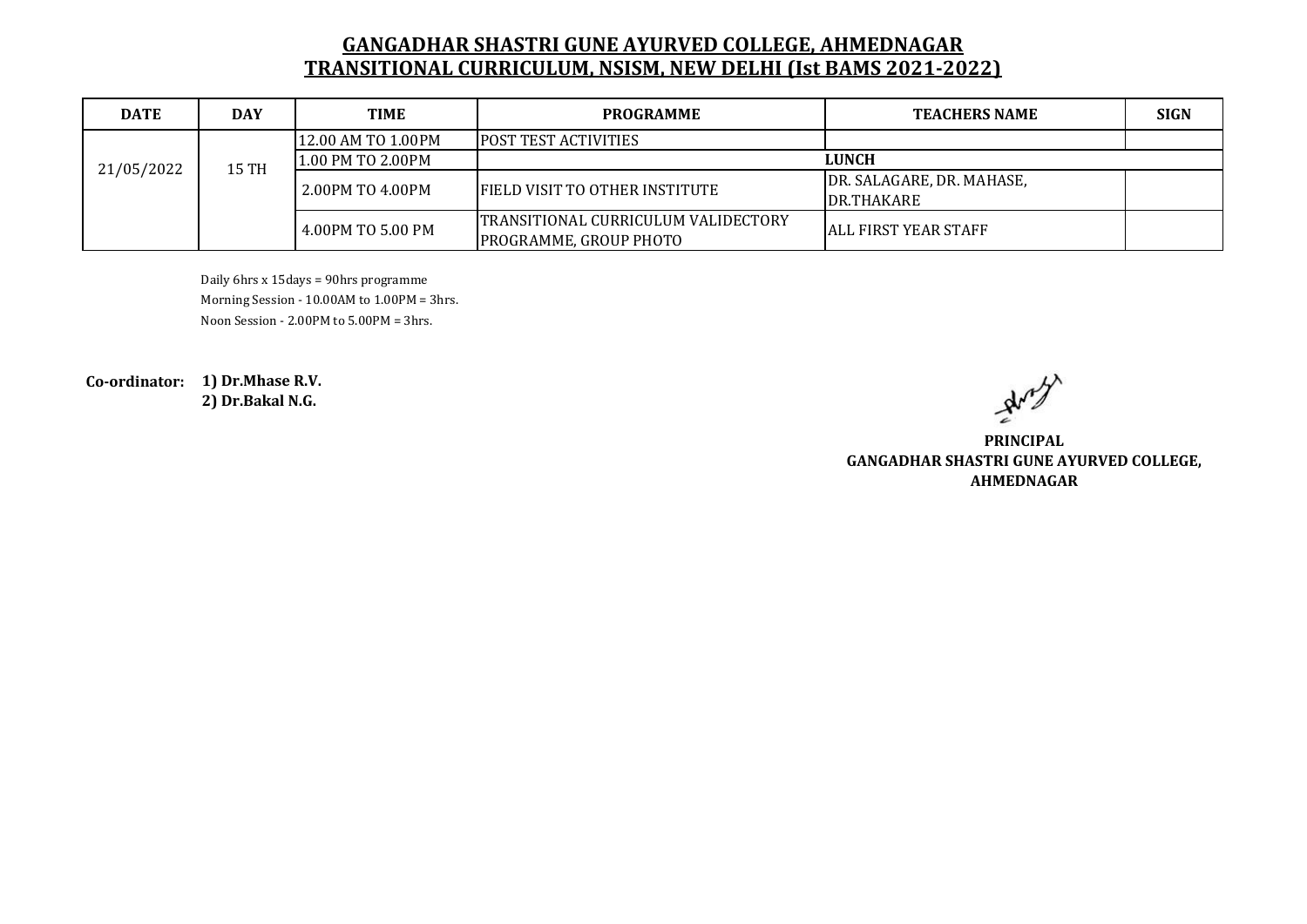## GANGADHAR SHASTRI GUNE AYURVED COLLEGE, AHMEDNAGAR
## TRANSITIONAL CURRICULUM, NSISM, NEW DELHI (Ist BAMS 2021-2022)

| DATE | DAY | TIME | PROGRAMME | TEACHERS NAME | SIGN |
|---|---|---|---|---|---|
| 21/05/2022 | 15 TH | 12.00 AM TO 1.00PM | POST TEST ACTIVITIES | | |
| | | 1.00 PM TO 2.00PM | LUNCH | | |
| | | 2.00PM TO 4.00PM | FIELD VISIT TO OTHER INSTITUTE | DR. SALAGARE, DR. MAHASE, DR.THAKARE | |
| | | 4.00PM TO 5.00 PM | TRANSITIONAL CURRICULUM VALIDECTORY PROGRAMME, GROUP PHOTO | ALL FIRST YEAR STAFF | |

Daily 6hrs x 15days = 90hrs programme
Morning Session - 10.00AM to 1.00PM = 3hrs.
Noon Session - 2.00PM to 5.00PM = 3hrs.

**Co-ordinator:** **1) Dr.Mhase R.V.**
**2) Dr.Bakal N.G.**

**PRINCIPAL**
**GANGADHAR SHASTRI GUNE AYURVED COLLEGE, AHMEDNAGAR**